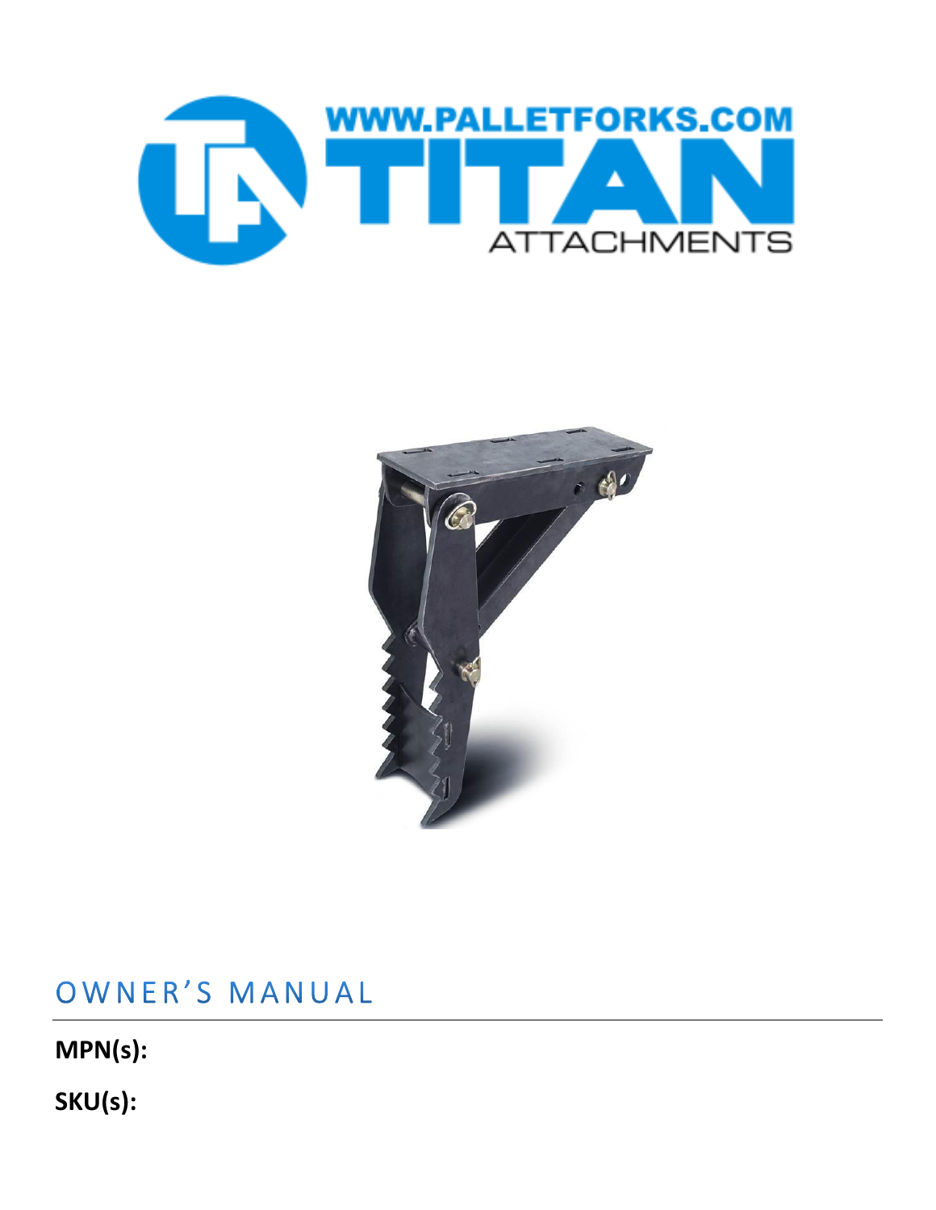# OWNER'S MANUAL

**MPN(s):**

**SKU(s):**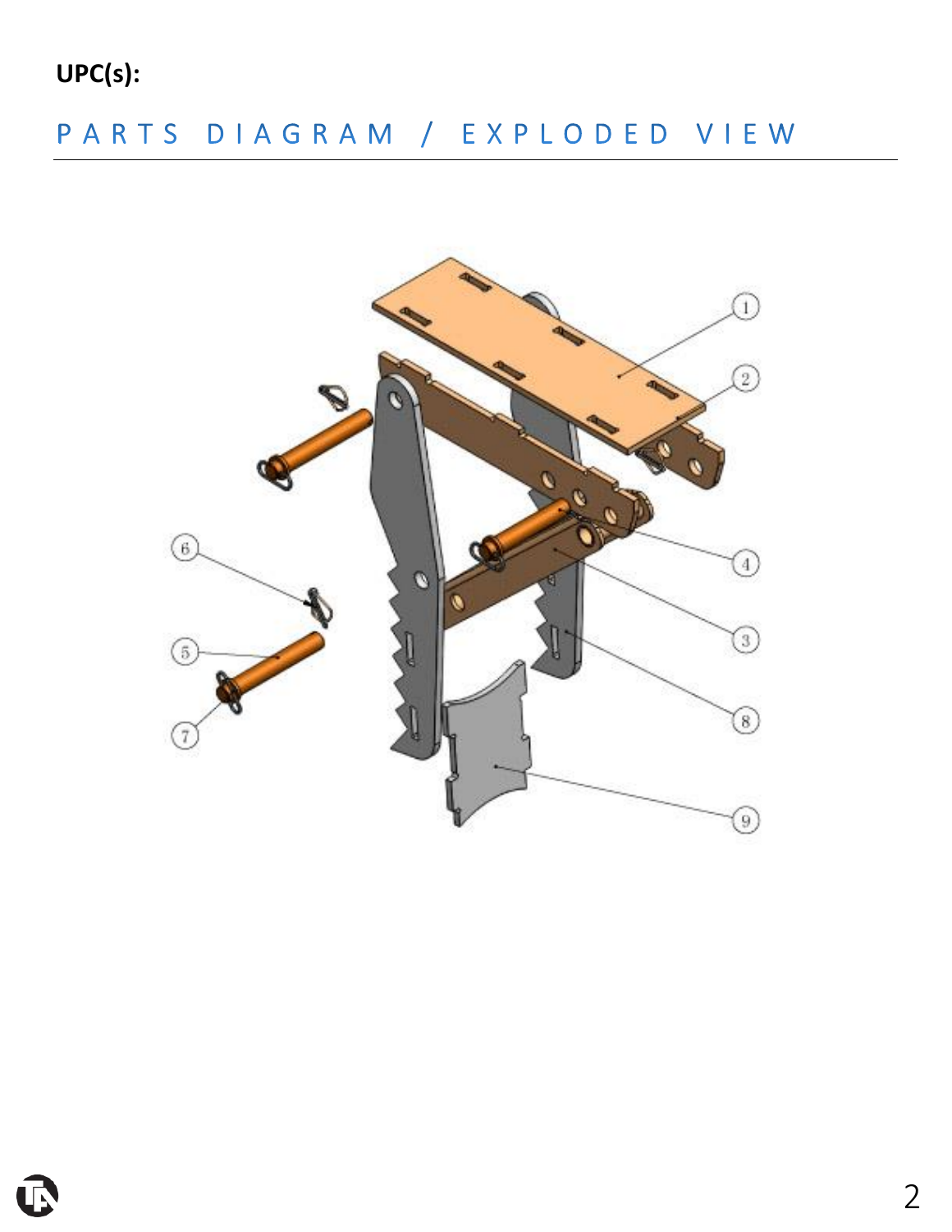**UPC(s):**

## PARTS DIAGRAM / EXPLODED VIEW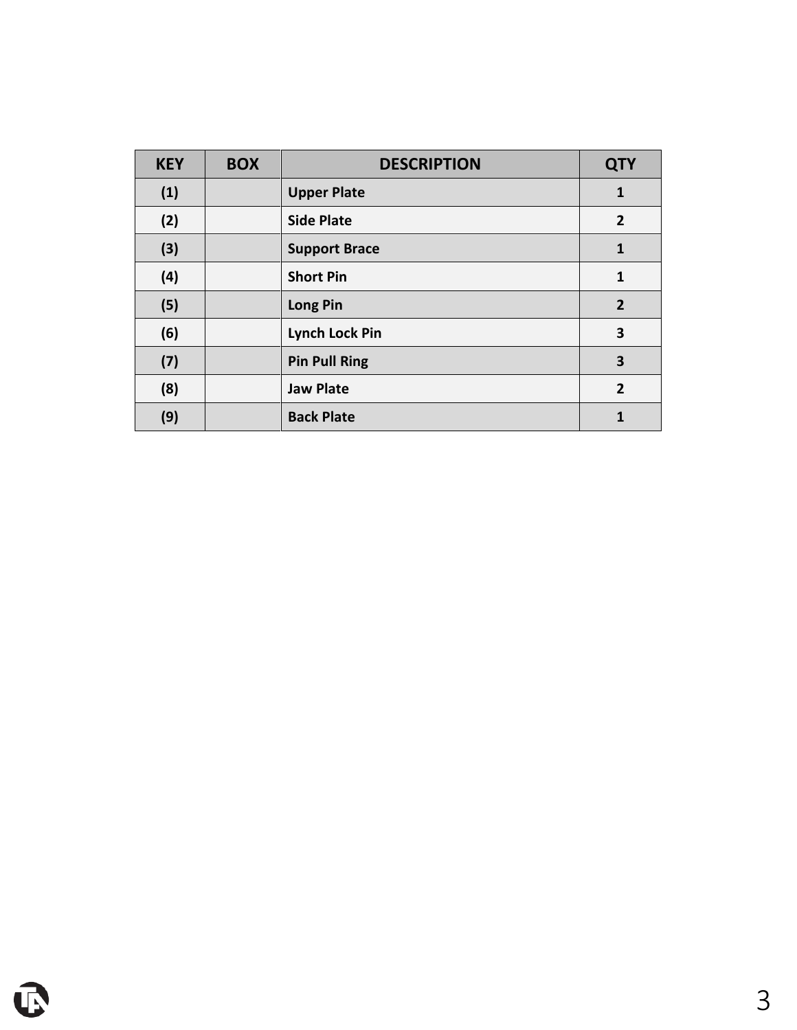| KEY | BOX | DESCRIPTION | QTY |
|---|---|---|---|
| **(1)** | | **Upper Plate** | **1** |
| **(2)** | | **Side Plate** | **2** |
| **(3)** | | **Support Brace** | **1** |
| **(4)** | | **Short Pin** | **1** |
| **(5)** | | **Long Pin** | **2** |
| **(6)** | | **Lynch Lock Pin** | **3** |
| **(7)** | | **Pin Pull Ring** | **3** |
| **(8)** | | **Jaw Plate** | **2** |
| **(9)** | | **Back Plate** | **1** |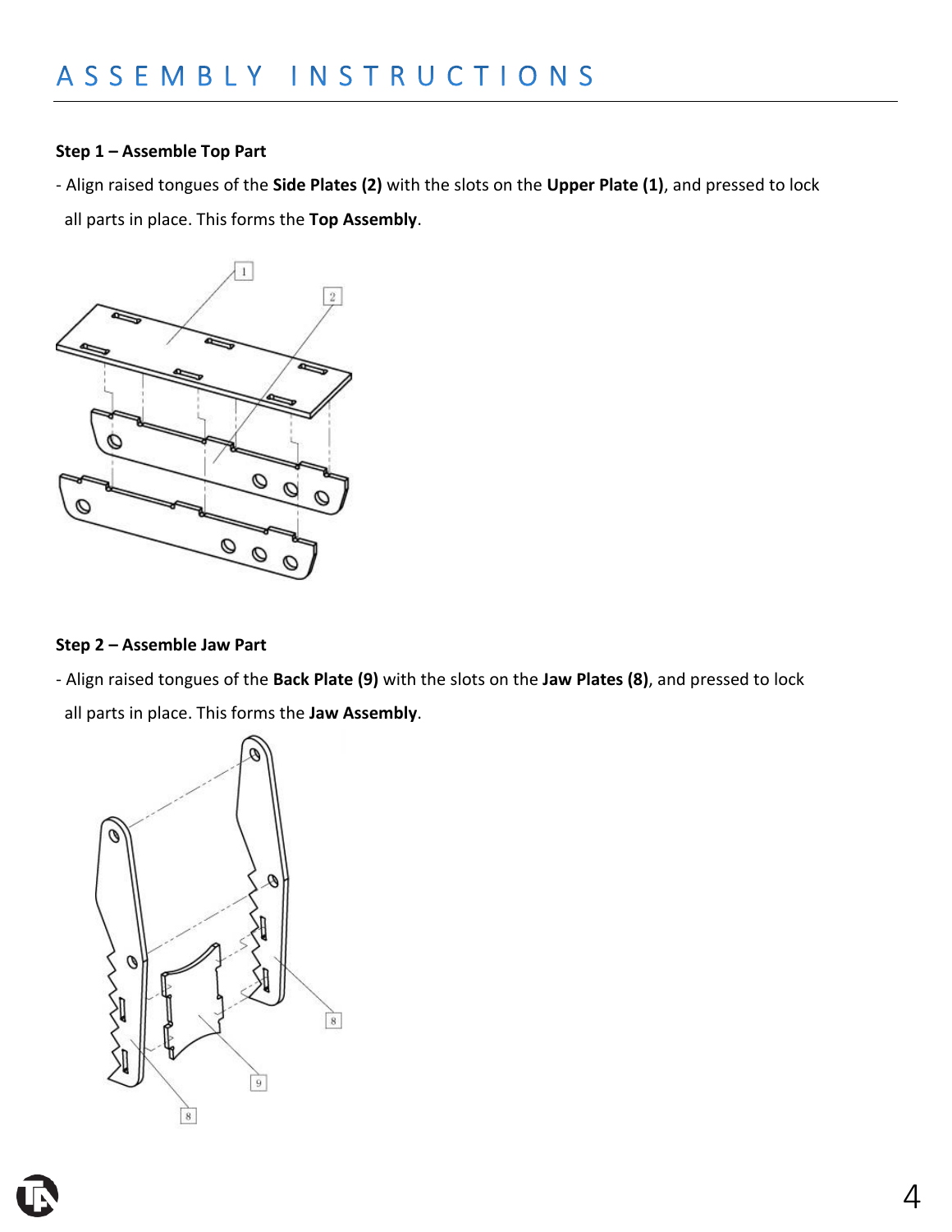# ASSEMBLY INSTRUCTIONS

**Step 1 – Assemble Top Part**

- Align raised tongues of the **Side Plates (2)** with the slots on the **Upper Plate (1)**, and pressed to lock all parts in place. This forms the **Top Assembly**.

**Step 2 – Assemble Jaw Part**

- Align raised tongues of the **Back Plate (9)** with the slots on the **Jaw Plates (8)**, and pressed to lock all parts in place. This forms the **Jaw Assembly**.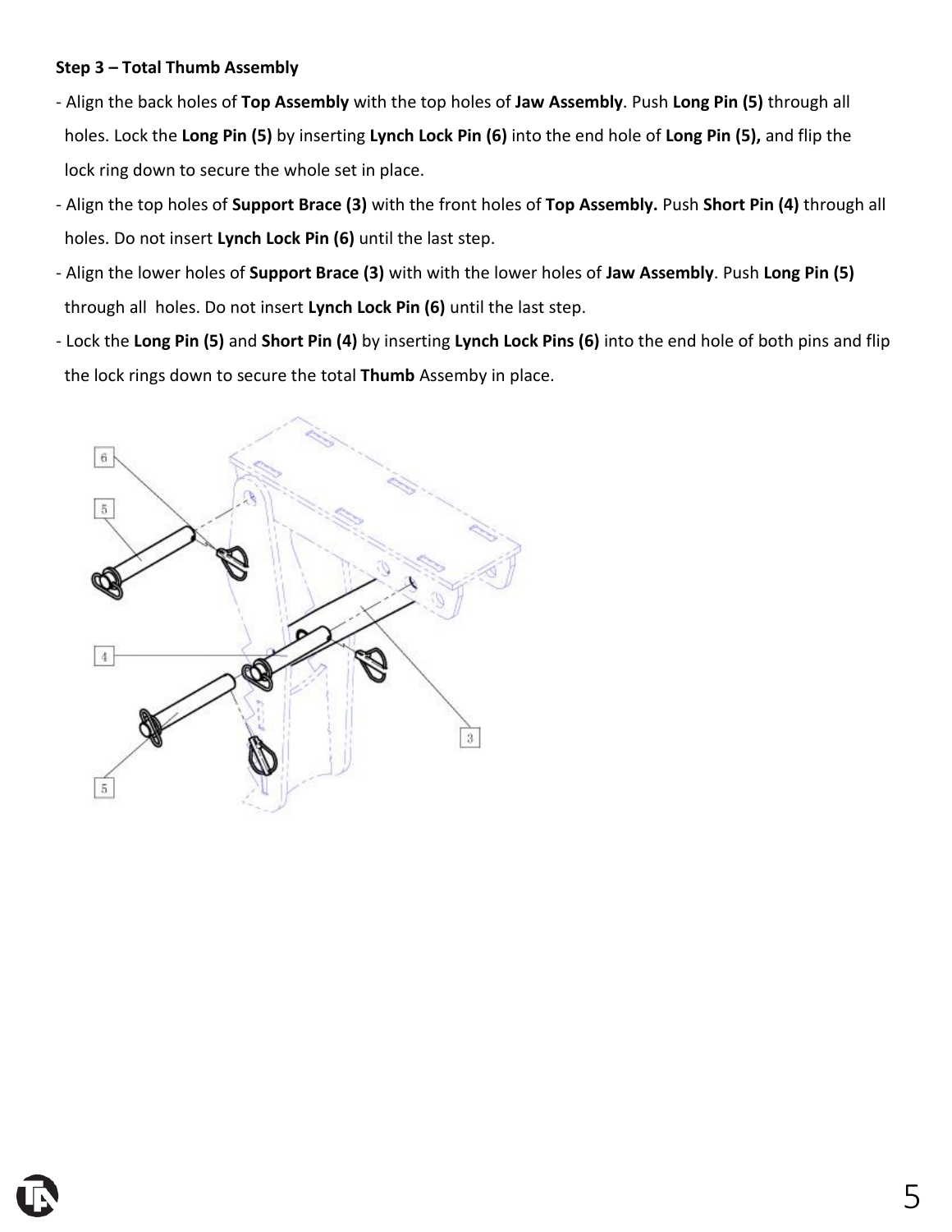**Step 3 – Total Thumb Assembly**

- Align the back holes of **Top Assembly** with the top holes of **Jaw Assembly**. Push **Long Pin (5)** through all holes. Lock the **Long Pin (5)** by inserting **Lynch Lock Pin (6)** into the end hole of **Long Pin (5),** and flip the lock ring down to secure the whole set in place.
- Align the top holes of **Support Brace (3)** with the front holes of **Top Assembly.** Push **Short Pin (4)** through all holes. Do not insert **Lynch Lock Pin (6)** until the last step.
- Align the lower holes of **Support Brace (3)** with with the lower holes of **Jaw Assembly**. Push **Long Pin (5)** through all holes. Do not insert **Lynch Lock Pin (6)** until the last step.
- Lock the **Long Pin (5)** and **Short Pin (4)** by inserting **Lynch Lock Pins (6)** into the end hole of both pins and flip the lock rings down to secure the total **Thumb** Assemby in place.

6

5

4

3

5